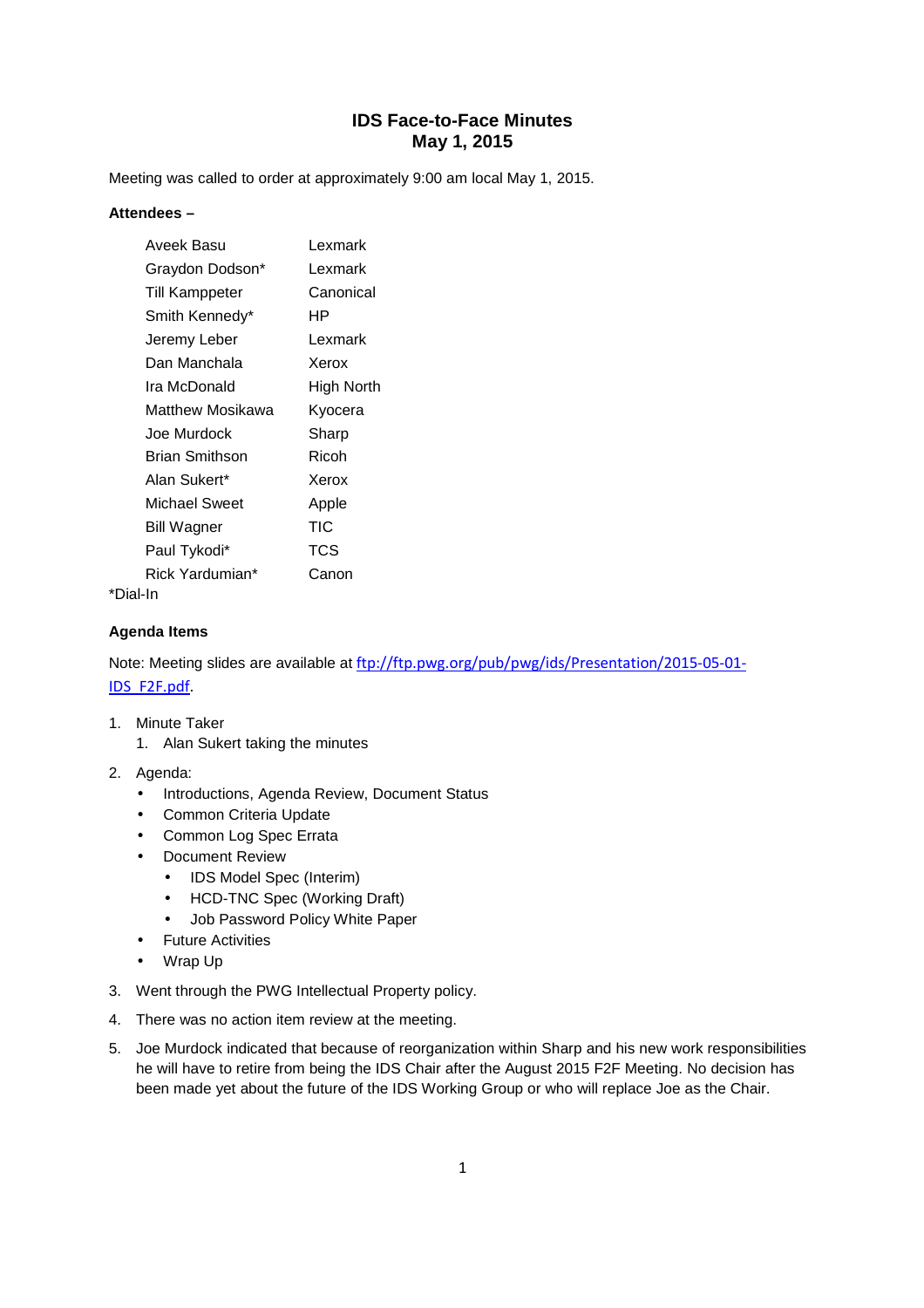# IDS Face-to-Face Minutes
# May 1, 2015

Meeting was called to order at approximately 9:00 am local May 1, 2015.

**Attendees –**

| | |
|---|---|
| Aveek Basu | Lexmark |
| Graydon Dodson* | Lexmark |
| Till Kamppeter | Canonical |
| Smith Kennedy* | HP |
| Jeremy Leber | Lexmark |
| Dan Manchala | Xerox |
| Ira McDonald | High North |
| Matthew Mosikawa | Kyocera |
| Joe Murdock | Sharp |
| Brian Smithson | Ricoh |
| Alan Sukert* | Xerox |
| Michael Sweet | Apple |
| Bill Wagner | TIC |
| Paul Tykodi* | TCS |
| Rick Yardumian* | Canon |

*Dial-In

**Agenda Items**

Note: Meeting slides are available at [ftp://ftp.pwg.org/pub/pwg/ids/Presentation/2015-05-01-IDS_F2F.pdf](ftp://ftp.pwg.org/pub/pwg/ids/Presentation/2015-05-01-IDS_F2F.pdf).

1. Minute Taker
   1. Alan Sukert taking the minutes
2. Agenda:
   - Introductions, Agenda Review, Document Status
   - Common Criteria Update
   - Common Log Spec Errata
   - Document Review
     - IDS Model Spec (Interim)
     - HCD-TNC Spec (Working Draft)
     - Job Password Policy White Paper
   - Future Activities
   - Wrap Up
3. Went through the PWG Intellectual Property policy.
4. There was no action item review at the meeting.
5. Joe Murdock indicated that because of reorganization within Sharp and his new work responsibilities he will have to retire from being the IDS Chair after the August 2015 F2F Meeting. No decision has been made yet about the future of the IDS Working Group or who will replace Joe as the Chair.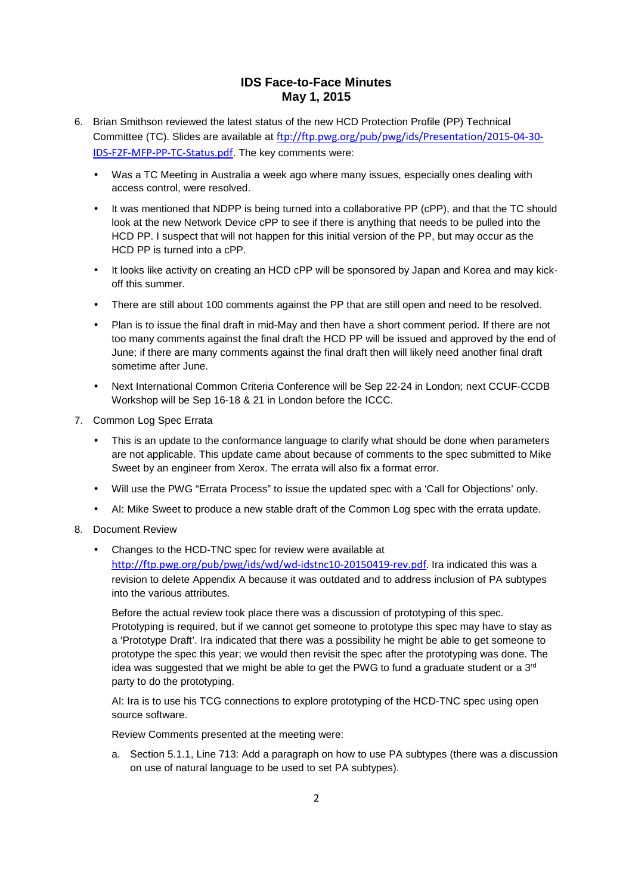# IDS Face-to-Face Minutes
## May 1, 2015

6. Brian Smithson reviewed the latest status of the new HCD Protection Profile (PP) Technical Committee (TC). Slides are available at [ftp://ftp.pwg.org/pub/pwg/ids/Presentation/2015-04-30-IDS-F2F-MFP-PP-TC-Status.pdf](ftp://ftp.pwg.org/pub/pwg/ids/Presentation/2015-04-30-IDS-F2F-MFP-PP-TC-Status.pdf). The key comments were:

   - Was a TC Meeting in Australia a week ago where many issues, especially ones dealing with access control, were resolved.
   - It was mentioned that NDPP is being turned into a collaborative PP (cPP), and that the TC should look at the new Network Device cPP to see if there is anything that needs to be pulled into the HCD PP. I suspect that will not happen for this initial version of the PP, but may occur as the HCD PP is turned into a cPP.
   - It looks like activity on creating an HCD cPP will be sponsored by Japan and Korea and may kick-off this summer.
   - There are still about 100 comments against the PP that are still open and need to be resolved.
   - Plan is to issue the final draft in mid-May and then have a short comment period. If there are not too many comments against the final draft the HCD PP will be issued and approved by the end of June; if there are many comments against the final draft then will likely need another final draft sometime after June.
   - Next International Common Criteria Conference will be Sep 22-24 in London; next CCUF-CCDB Workshop will be Sep 16-18 & 21 in London before the ICCC.

7. Common Log Spec Errata

   - This is an update to the conformance language to clarify what should be done when parameters are not applicable. This update came about because of comments to the spec submitted to Mike Sweet by an engineer from Xerox. The errata will also fix a format error.
   - Will use the PWG "Errata Process" to issue the updated spec with a 'Call for Objections' only.
   - AI: Mike Sweet to produce a new stable draft of the Common Log spec with the errata update.

8. Document Review

   - Changes to the HCD-TNC spec for review were available at [http://ftp.pwg.org/pub/pwg/ids/wd/wd-idstnc10-20150419-rev.pdf](http://ftp.pwg.org/pub/pwg/ids/wd/wd-idstnc10-20150419-rev.pdf). Ira indicated this was a revision to delete Appendix A because it was outdated and to address inclusion of PA subtypes into the various attributes.

     Before the actual review took place there was a discussion of prototyping of this spec. Prototyping is required, but if we cannot get someone to prototype this spec may have to stay as a 'Prototype Draft'. Ira indicated that there was a possibility he might be able to get someone to prototype the spec this year; we would then revisit the spec after the prototyping was done. The idea was suggested that we might be able to get the PWG to fund a graduate student or a 3rd party to do the prototyping.

     AI: Ira is to use his TCG connections to explore prototyping of the HCD-TNC spec using open source software.

     Review Comments presented at the meeting were:

     a. Section 5.1.1, Line 713: Add a paragraph on how to use PA subtypes (there was a discussion on use of natural language to be used to set PA subtypes).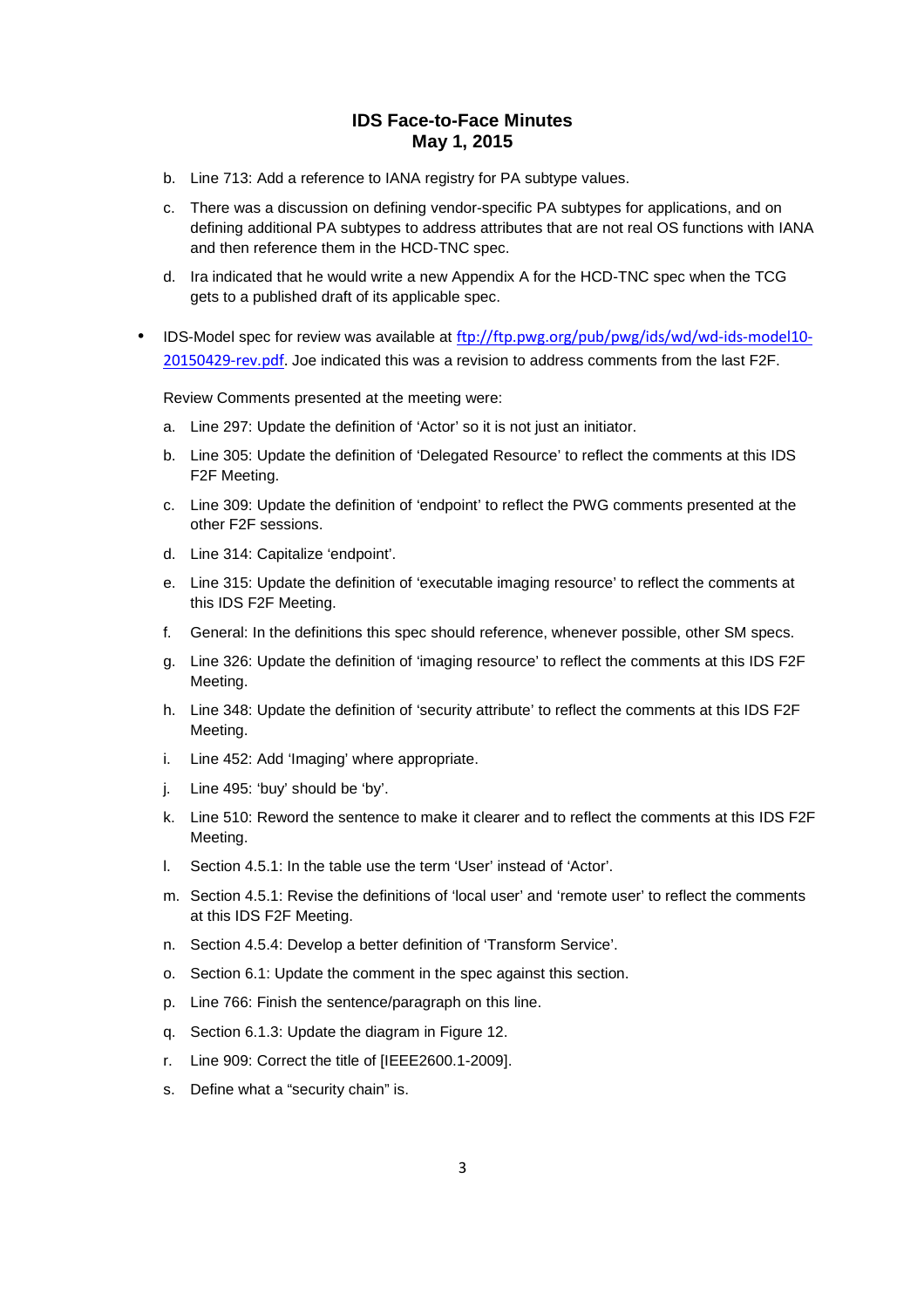b. Line 713: Add a reference to IANA registry for PA subtype values.

c. There was a discussion on defining vendor-specific PA subtypes for applications, and on defining additional PA subtypes to address attributes that are not real OS functions with IANA and then reference them in the HCD-TNC spec.

d. Ira indicated that he would write a new Appendix A for the HCD-TNC spec when the TCG gets to a published draft of its applicable spec.

- IDS-Model spec for review was available at [ftp://ftp.pwg.org/pub/pwg/ids/wd/wd-ids-model10-20150429-rev.pdf](ftp://ftp.pwg.org/pub/pwg/ids/wd/wd-ids-model10-20150429-rev.pdf). Joe indicated this was a revision to address comments from the last F2F.

  Review Comments presented at the meeting were:

  a. Line 297: Update the definition of 'Actor' so it is not just an initiator.

  b. Line 305: Update the definition of 'Delegated Resource' to reflect the comments at this IDS F2F Meeting.

  c. Line 309: Update the definition of 'endpoint' to reflect the PWG comments presented at the other F2F sessions.

  d. Line 314: Capitalize 'endpoint'.

  e. Line 315: Update the definition of 'executable imaging resource' to reflect the comments at this IDS F2F Meeting.

  f. General: In the definitions this spec should reference, whenever possible, other SM specs.

  g. Line 326: Update the definition of 'imaging resource' to reflect the comments at this IDS F2F Meeting.

  h. Line 348: Update the definition of 'security attribute' to reflect the comments at this IDS F2F Meeting.

  i. Line 452: Add 'Imaging' where appropriate.

  j. Line 495: 'buy' should be 'by'.

  k. Line 510: Reword the sentence to make it clearer and to reflect the comments at this IDS F2F Meeting.

  l. Section 4.5.1: In the table use the term 'User' instead of 'Actor'.

  m. Section 4.5.1: Revise the definitions of 'local user' and 'remote user' to reflect the comments at this IDS F2F Meeting.

  n. Section 4.5.4: Develop a better definition of 'Transform Service'.

  o. Section 6.1: Update the comment in the spec against this section.

  p. Line 766: Finish the sentence/paragraph on this line.

  q. Section 6.1.3: Update the diagram in Figure 12.

  r. Line 909: Correct the title of [IEEE2600.1-2009].

  s. Define what a "security chain" is.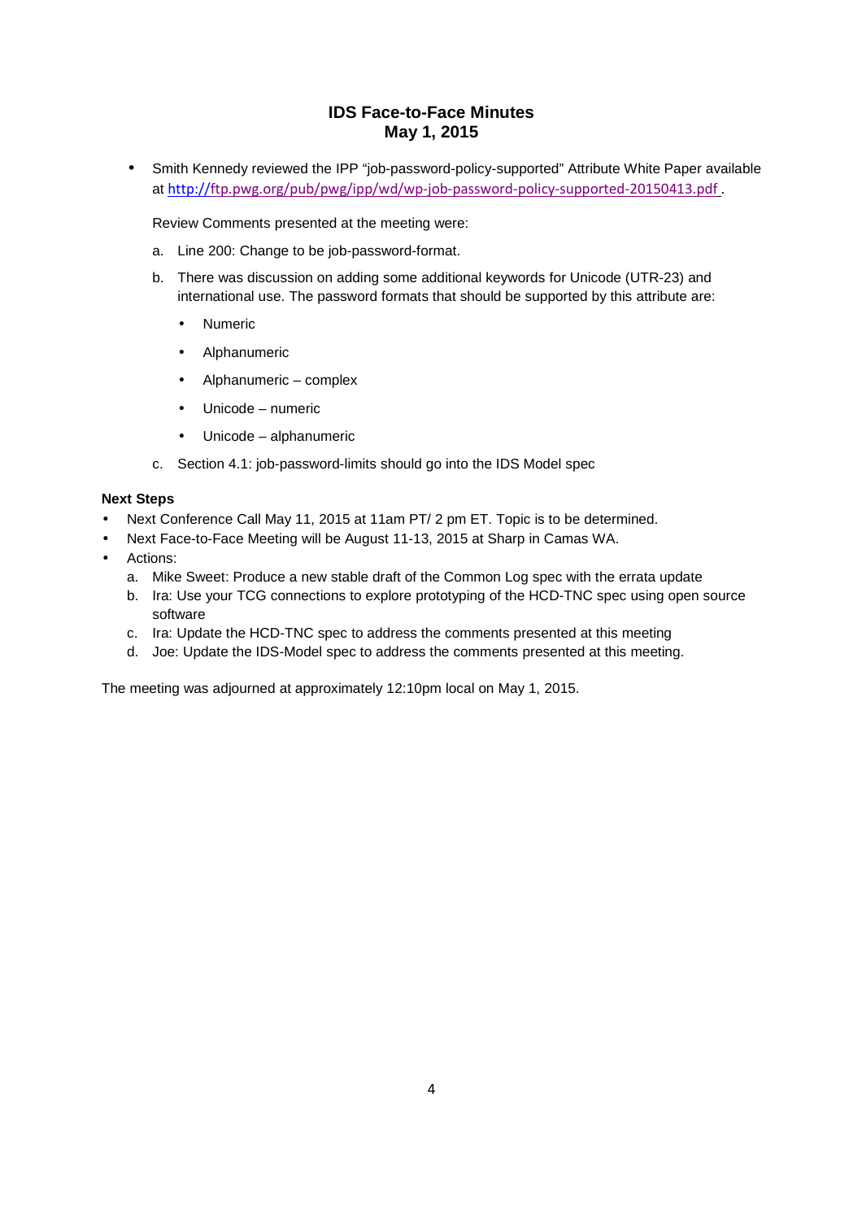# IDS Face-to-Face Minutes
## May 1, 2015

- Smith Kennedy reviewed the IPP "job-password-policy-supported" Attribute White Paper available at http://ftp.pwg.org/pub/pwg/ipp/wd/wp-job-password-policy-supported-20150413.pdf.

  Review Comments presented at the meeting were:

  a. Line 200: Change to be job-password-format.

  b. There was discussion on adding some additional keywords for Unicode (UTR-23) and international use. The password formats that should be supported by this attribute are:

     - Numeric
     - Alphanumeric
     - Alphanumeric – complex
     - Unicode – numeric
     - Unicode – alphanumeric

  c. Section 4.1: job-password-limits should go into the IDS Model spec

**Next Steps**

- Next Conference Call May 11, 2015 at 11am PT/ 2 pm ET. Topic is to be determined.
- Next Face-to-Face Meeting will be August 11-13, 2015 at Sharp in Camas WA.
- Actions:
  a. Mike Sweet: Produce a new stable draft of the Common Log spec with the errata update
  b. Ira: Use your TCG connections to explore prototyping of the HCD-TNC spec using open source software
  c. Ira: Update the HCD-TNC spec to address the comments presented at this meeting
  d. Joe: Update the IDS-Model spec to address the comments presented at this meeting.

The meeting was adjourned at approximately 12:10pm local on May 1, 2015.